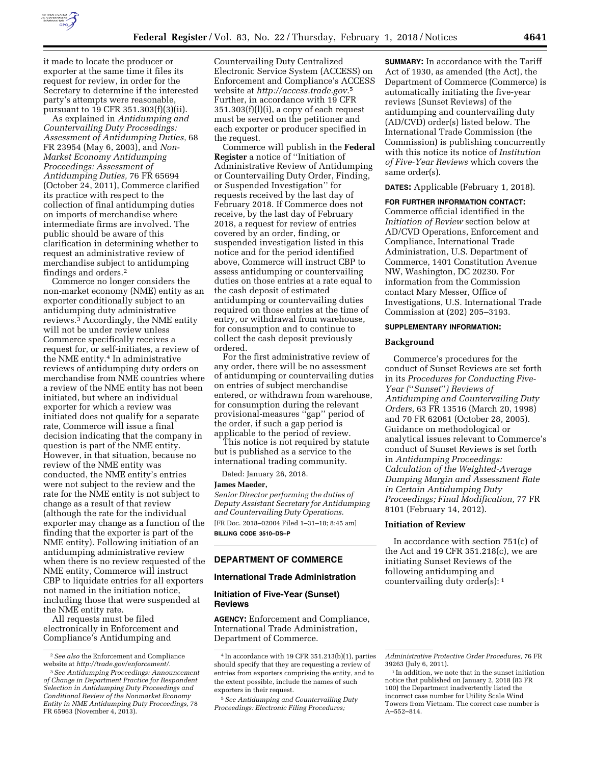it made to locate the producer or exporter at the same time it files its request for review, in order for the Secretary to determine if the interested party's attempts were reasonable, pursuant to 19 CFR 351.303(f)(3)(ii).

As explained in *Antidumping and Countervailing Duty Proceedings: Assessment of Antidumping Duties,* 68 FR 23954 (May 6, 2003), and *Non-Market Economy Antidumping Proceedings: Assessment of Antidumping Duties,* 76 FR 65694 (October 24, 2011), Commerce clarified its practice with respect to the collection of final antidumping duties on imports of merchandise where intermediate firms are involved. The public should be aware of this clarification in determining whether to request an administrative review of merchandise subject to antidumping findings and orders.[2]

Commerce no longer considers the non-market economy (NME) entity as an exporter conditionally subject to an antidumping duty administrative reviews.[3] Accordingly, the NME entity will not be under review unless Commerce specifically receives a request for, or self-initiates, a review of the NME entity.[4] In administrative reviews of antidumping duty orders on merchandise from NME countries where a review of the NME entity has not been initiated, but where an individual exporter for which a review was initiated does not qualify for a separate rate, Commerce will issue a final decision indicating that the company in question is part of the NME entity. However, in that situation, because no review of the NME entity was conducted, the NME entity's entries were not subject to the review and the rate for the NME entity is not subject to change as a result of that review (although the rate for the individual exporter may change as a function of the finding that the exporter is part of the NME entity). Following initiation of an antidumping administrative review when there is no review requested of the NME entity, Commerce will instruct CBP to liquidate entries for all exporters not named in the initiation notice, including those that were suspended at the NME entity rate.

All requests must be filed electronically in Enforcement and Compliance's Antidumping and Countervailing Duty Centralized Electronic Service System (ACCESS) on Enforcement and Compliance's ACCESS website at *http://access.trade.gov.*[5] Further, in accordance with 19 CFR 351.303(f)(l)(i), a copy of each request must be served on the petitioner and each exporter or producer specified in the request.

Commerce will publish in the **Federal Register** a notice of ''Initiation of Administrative Review of Antidumping or Countervailing Duty Order, Finding, or Suspended Investigation'' for requests received by the last day of February 2018. If Commerce does not receive, by the last day of February 2018, a request for review of entries covered by an order, finding, or suspended investigation listed in this notice and for the period identified above, Commerce will instruct CBP to assess antidumping or countervailing duties on those entries at a rate equal to the cash deposit of estimated antidumping or countervailing duties required on those entries at the time of entry, or withdrawal from warehouse, for consumption and to continue to collect the cash deposit previously ordered.

For the first administrative review of any order, there will be no assessment of antidumping or countervailing duties on entries of subject merchandise entered, or withdrawn from warehouse, for consumption during the relevant provisional-measures ''gap'' period of the order, if such a gap period is applicable to the period of review.

This notice is not required by statute but is published as a service to the international trading community.

Dated: January 26, 2018.

**James Maeder,**

*Senior Director performing the duties of Deputy Assistant Secretary for Antidumping and Countervailing Duty Operations.*

[FR Doc. 2018–02004 Filed 1–31–18; 8:45 am]

**BILLING CODE 3510–DS–P**

---

## DEPARTMENT OF COMMERCE

### International Trade Administration

### Initiation of Five-Year (Sunset) Reviews

**AGENCY:** Enforcement and Compliance, International Trade Administration, Department of Commerce.

**SUMMARY:** In accordance with the Tariff Act of 1930, as amended (the Act), the Department of Commerce (Commerce) is automatically initiating the five-year reviews (Sunset Reviews) of the antidumping and countervailing duty (AD/CVD) order(s) listed below. The International Trade Commission (the Commission) is publishing concurrently with this notice its notice of *Institution of Five-Year Reviews* which covers the same order(s).

**DATES:** Applicable (February 1, 2018).

**FOR FURTHER INFORMATION CONTACT:** Commerce official identified in the *Initiation of Review* section below at AD/CVD Operations, Enforcement and Compliance, International Trade Administration, U.S. Department of Commerce, 1401 Constitution Avenue NW, Washington, DC 20230. For information from the Commission contact Mary Messer, Office of Investigations, U.S. International Trade Commission at (202) 205–3193.

**SUPPLEMENTARY INFORMATION:**

#### Background

Commerce's procedures for the conduct of Sunset Reviews are set forth in its *Procedures for Conducting Five-Year (''Sunset'') Reviews of Antidumping and Countervailing Duty Orders,* 63 FR 13516 (March 20, 1998) and 70 FR 62061 (October 28, 2005). Guidance on methodological or analytical issues relevant to Commerce's conduct of Sunset Reviews is set forth in *Antidumping Proceedings: Calculation of the Weighted-Average Dumping Margin and Assessment Rate in Certain Antidumping Duty Proceedings; Final Modification,* 77 FR 8101 (February 14, 2012).

#### Initiation of Review

In accordance with section 751(c) of the Act and 19 CFR 351.218(c), we are initiating Sunset Reviews of the following antidumping and countervailing duty order(s):[1]

---

[2] *See also* the Enforcement and Compliance website at *http://trade.gov/enforcement/.*

[3] *See Antidumping Proceedings: Announcement of Change in Department Practice for Respondent Selection in Antidumping Duty Proceedings and Conditional Review of the Nonmarket Economy Entity in NME Antidumping Duty Proceedings,* 78 FR 65963 (November 4, 2013).

[4] In accordance with 19 CFR 351.213(b)(1), parties should specify that they are requesting a review of entries from exporters comprising the entity, and to the extent possible, include the names of such exporters in their request.

[5] *See Antidumping and Countervailing Duty Proceedings: Electronic Filing Procedures; Administrative Protective Order Procedures,* 76 FR 39263 (July 6, 2011).

[1] In addition, we note that in the sunset initiation notice that published on January 2, 2018 (83 FR 100) the Department inadvertently listed the incorrect case number for Utility Scale Wind Towers from Vietnam. The correct case number is A–552–814.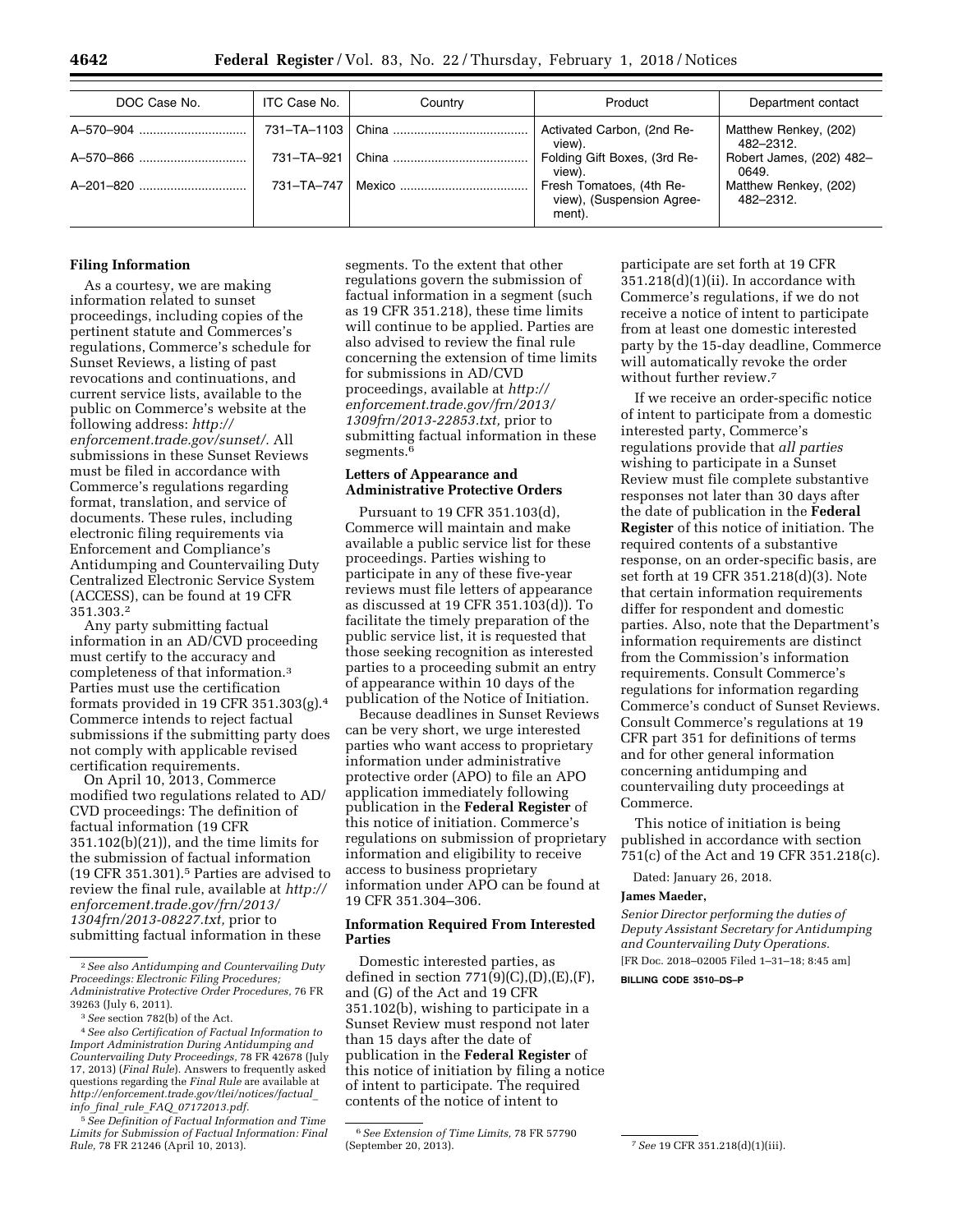| DOC Case No. | ITC Case No. | Country | Product | Department contact |
|---|---|---|---|---|
| A–570–904 | 731–TA–1103 | China | Activated Carbon, (2nd Review). | Matthew Renkey, (202) 482–2312. |
| A–570–866 | 731–TA–921 | China | Folding Gift Boxes, (3rd Review). | Robert James, (202) 482–0649. |
| A–201–820 | 731–TA–747 | Mexico | Fresh Tomatoes, (4th Review), (Suspension Agreement). | Matthew Renkey, (202) 482–2312. |

**Filing Information**

As a courtesy, we are making information related to sunset proceedings, including copies of the pertinent statute and Commerces's regulations, Commerce's schedule for Sunset Reviews, a listing of past revocations and continuations, and current service lists, available to the public on Commerce's website at the following address: *http://enforcement.trade.gov/sunset/.* All submissions in these Sunset Reviews must be filed in accordance with Commerce's regulations regarding format, translation, and service of documents. These rules, including electronic filing requirements via Enforcement and Compliance's Antidumping and Countervailing Duty Centralized Electronic Service System (ACCESS), can be found at 19 CFR 351.303.[2]

Any party submitting factual information in an AD/CVD proceeding must certify to the accuracy and completeness of that information.[3] Parties must use the certification formats provided in 19 CFR 351.303(g).[4] Commerce intends to reject factual submissions if the submitting party does not comply with applicable revised certification requirements.

On April 10, 2013, Commerce modified two regulations related to AD/CVD proceedings: The definition of factual information (19 CFR 351.102(b)(21)), and the time limits for the submission of factual information (19 CFR 351.301).[5] Parties are advised to review the final rule, available at *http://enforcement.trade.gov/frn/2013/1304frn/2013-08227.txt,* prior to submitting factual information in these segments. To the extent that other regulations govern the submission of factual information in a segment (such as 19 CFR 351.218), these time limits will continue to be applied. Parties are also advised to review the final rule concerning the extension of time limits for submissions in AD/CVD proceedings, available at *http://enforcement.trade.gov/frn/2013/1309frn/2013-22853.txt,* prior to submitting factual information in these segments.[6]

**Letters of Appearance and Administrative Protective Orders**

Pursuant to 19 CFR 351.103(d), Commerce will maintain and make available a public service list for these proceedings. Parties wishing to participate in any of these five-year reviews must file letters of appearance as discussed at 19 CFR 351.103(d)). To facilitate the timely preparation of the public service list, it is requested that those seeking recognition as interested parties to a proceeding submit an entry of appearance within 10 days of the publication of the Notice of Initiation.

Because deadlines in Sunset Reviews can be very short, we urge interested parties who want access to proprietary information under administrative protective order (APO) to file an APO application immediately following publication in the **Federal Register** of this notice of initiation. Commerce's regulations on submission of proprietary information and eligibility to receive access to business proprietary information under APO can be found at 19 CFR 351.304–306.

**Information Required From Interested Parties**

Domestic interested parties, as defined in section 771(9)(C),(D),(E),(F), and (G) of the Act and 19 CFR 351.102(b), wishing to participate in a Sunset Review must respond not later than 15 days after the date of publication in the **Federal Register** of this notice of initiation by filing a notice of intent to participate. The required contents of the notice of intent to participate are set forth at 19 CFR 351.218(d)(1)(ii). In accordance with Commerce's regulations, if we do not receive a notice of intent to participate from at least one domestic interested party by the 15-day deadline, Commerce will automatically revoke the order without further review.[7]

If we receive an order-specific notice of intent to participate from a domestic interested party, Commerce's regulations provide that *all parties* wishing to participate in a Sunset Review must file complete substantive responses not later than 30 days after the date of publication in the **Federal Register** of this notice of initiation. The required contents of a substantive response, on an order-specific basis, are set forth at 19 CFR 351.218(d)(3). Note that certain information requirements differ for respondent and domestic parties. Also, note that the Department's information requirements are distinct from the Commission's information requirements. Consult Commerce's regulations for information regarding Commerce's conduct of Sunset Reviews. Consult Commerce's regulations at 19 CFR part 351 for definitions of terms and for other general information concerning antidumping and countervailing duty proceedings at Commerce.

This notice of initiation is being published in accordance with section 751(c) of the Act and 19 CFR 351.218(c).

Dated: January 26, 2018.

**James Maeder,**

*Senior Director performing the duties of Deputy Assistant Secretary for Antidumping and Countervailing Duty Operations.*

[FR Doc. 2018–02005 Filed 1–31–18; 8:45 am]

**BILLING CODE 3510–DS–P**

---

[2] *See also Antidumping and Countervailing Duty Proceedings: Electronic Filing Procedures; Administrative Protective Order Procedures,* 76 FR 39263 (July 6, 2011).

[3] *See* section 782(b) of the Act.

[4] *See also Certification of Factual Information to Import Administration During Antidumping and Countervailing Duty Proceedings,* 78 FR 42678 (July 17, 2013) (*Final Rule*). Answers to frequently asked questions regarding the *Final Rule* are available at *http://enforcement.trade.gov/tlei/notices/factual_info_final_rule_FAQ_07172013.pdf.*

[5] *See Definition of Factual Information and Time Limits for Submission of Factual Information: Final Rule,* 78 FR 21246 (April 10, 2013).

[6] *See Extension of Time Limits,* 78 FR 57790 (September 20, 2013).

[7] *See* 19 CFR 351.218(d)(1)(iii).